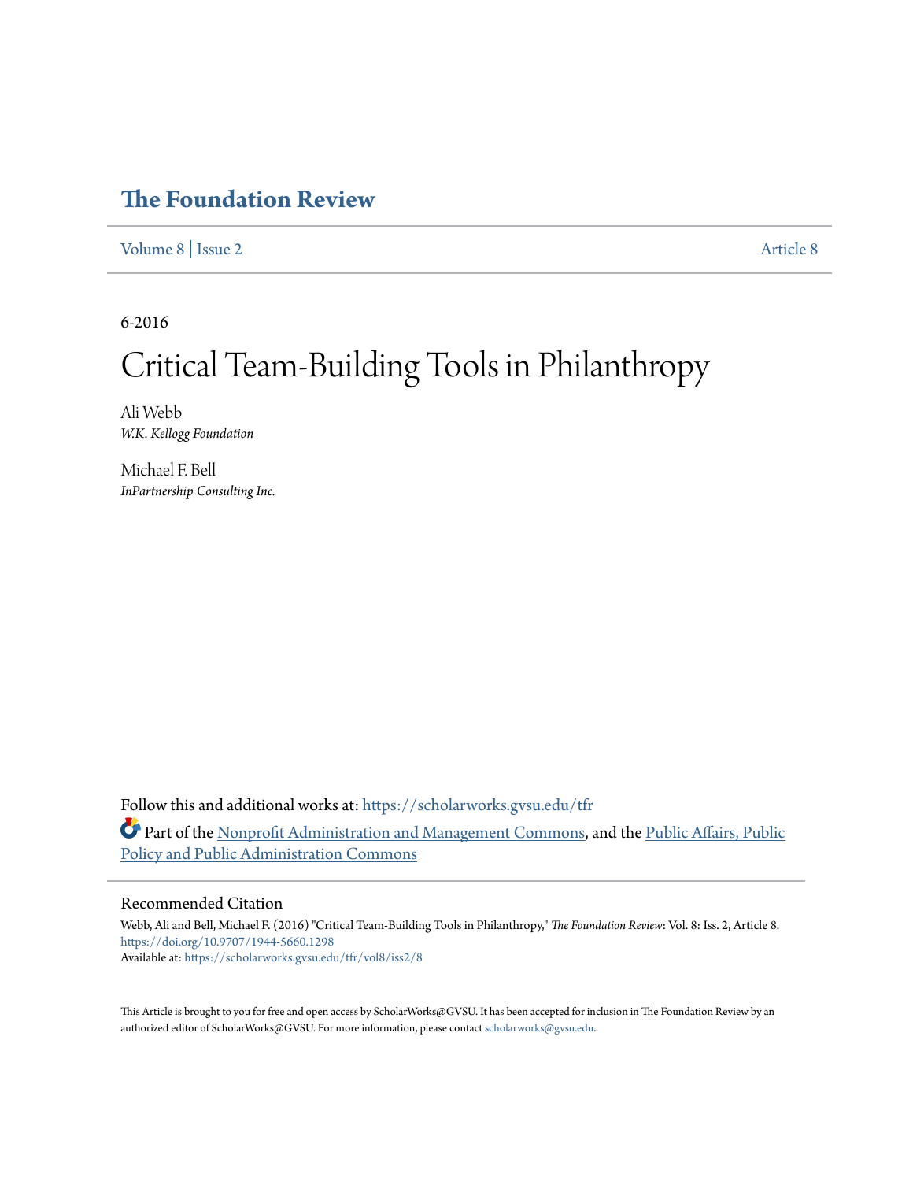# The Foundation Review

Volume 8 | Issue 2 Article 8

6-2016

# Critical Team-Building Tools in Philanthropy

Ali Webb
*W.K. Kellogg Foundation*

Michael F. Bell
*InPartnership Consulting Inc.*

Follow this and additional works at: https://scholarworks.gvsu.edu/tfr

Part of the Nonprofit Administration and Management Commons, and the Public Affairs, Public Policy and Public Administration Commons

## Recommended Citation

Webb, Ali and Bell, Michael F. (2016) "Critical Team-Building Tools in Philanthropy," *The Foundation Review*: Vol. 8: Iss. 2, Article 8.
https://doi.org/10.9707/1944-5660.1298
Available at: https://scholarworks.gvsu.edu/tfr/vol8/iss2/8

This Article is brought to you for free and open access by ScholarWorks@GVSU. It has been accepted for inclusion in The Foundation Review by an authorized editor of ScholarWorks@GVSU. For more information, please contact scholarworks@gvsu.edu.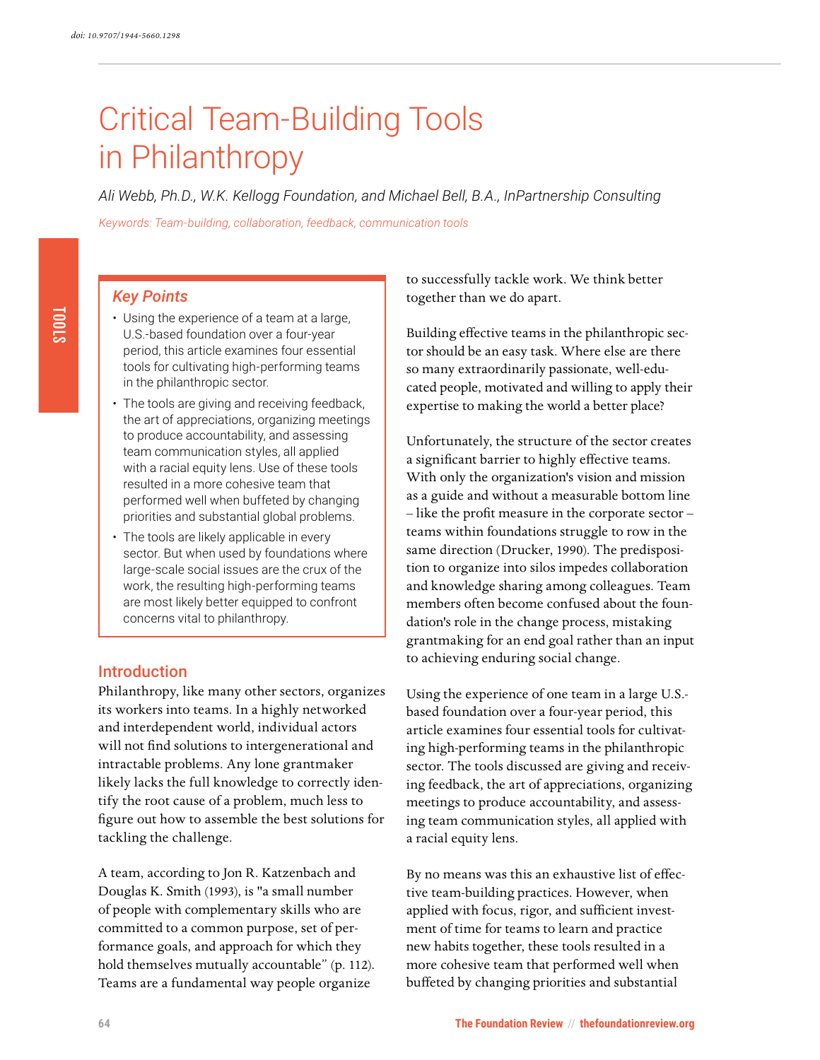doi: 10.9707/1944-5660.1298

# Critical Team-Building Tools in Philanthropy

*Ali Webb, Ph.D., W.K. Kellogg Foundation, and Michael Bell, B.A., InPartnership Consulting*

*Keywords: Team-building, collaboration, feedback, communication tools*

### Key Points

- Using the experience of a team at a large, U.S.-based foundation over a four-year period, this article examines four essential tools for cultivating high-performing teams in the philanthropic sector.
- The tools are giving and receiving feedback, the art of appreciations, organizing meetings to produce accountability, and assessing team communication styles, all applied with a racial equity lens. Use of these tools resulted in a more cohesive team that performed well when buffeted by changing priorities and substantial global problems.
- The tools are likely applicable in every sector. But when used by foundations where large-scale social issues are the crux of the work, the resulting high-performing teams are most likely better equipped to confront concerns vital to philanthropy.

## Introduction

Philanthropy, like many other sectors, organizes its workers into teams. In a highly networked and interdependent world, individual actors will not find solutions to intergenerational and intractable problems. Any lone grantmaker likely lacks the full knowledge to correctly identify the root cause of a problem, much less to figure out how to assemble the best solutions for tackling the challenge.

A team, according to Jon R. Katzenbach and Douglas K. Smith (1993), is "a small number of people with complementary skills who are committed to a common purpose, set of performance goals, and approach for which they hold themselves mutually accountable" (p. 112). Teams are a fundamental way people organize to successfully tackle work. We think better together than we do apart.

Building effective teams in the philanthropic sector should be an easy task. Where else are there so many extraordinarily passionate, well-educated people, motivated and willing to apply their expertise to making the world a better place?

Unfortunately, the structure of the sector creates a significant barrier to highly effective teams. With only the organization's vision and mission as a guide and without a measurable bottom line – like the profit measure in the corporate sector – teams within foundations struggle to row in the same direction (Drucker, 1990). The predisposition to organize into silos impedes collaboration and knowledge sharing among colleagues. Team members often become confused about the foundation's role in the change process, mistaking grantmaking for an end goal rather than an input to achieving enduring social change.

Using the experience of one team in a large U.S.-based foundation over a four-year period, this article examines four essential tools for cultivating high-performing teams in the philanthropic sector. The tools discussed are giving and receiving feedback, the art of appreciations, organizing meetings to produce accountability, and assessing team communication styles, all applied with a racial equity lens.

By no means was this an exhaustive list of effective team-building practices. However, when applied with focus, rigor, and sufficient investment of time for teams to learn and practice new habits together, these tools resulted in a more cohesive team that performed well when buffeted by changing priorities and substantial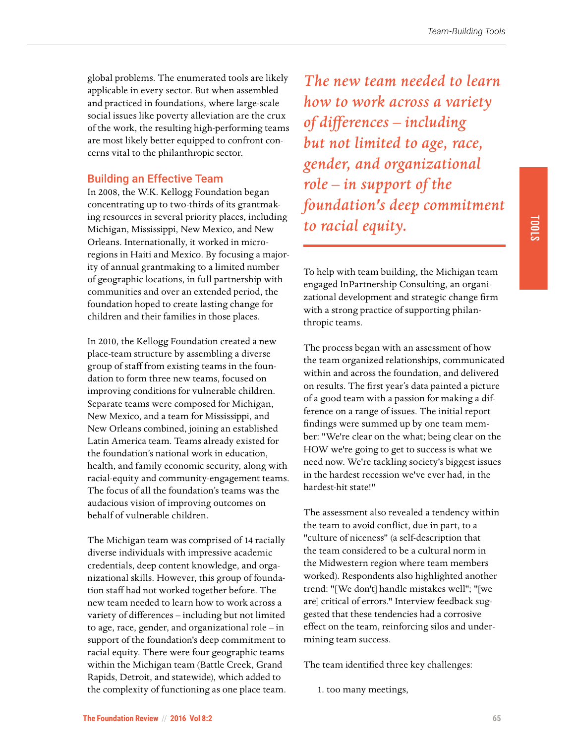global problems. The enumerated tools are likely applicable in every sector. But when assembled and practiced in foundations, where large-scale social issues like poverty alleviation are the crux of the work, the resulting high-performing teams are most likely better equipped to confront concerns vital to the philanthropic sector.

## Building an Effective Team

In 2008, the W.K. Kellogg Foundation began concentrating up to two-thirds of its grantmaking resources in several priority places, including Michigan, Mississippi, New Mexico, and New Orleans. Internationally, it worked in microregions in Haiti and Mexico. By focusing a majority of annual grantmaking to a limited number of geographic locations, in full partnership with communities and over an extended period, the foundation hoped to create lasting change for children and their families in those places.

In 2010, the Kellogg Foundation created a new place-team structure by assembling a diverse group of staff from existing teams in the foundation to form three new teams, focused on improving conditions for vulnerable children. Separate teams were composed for Michigan, New Mexico, and a team for Mississippi, and New Orleans combined, joining an established Latin America team. Teams already existed for the foundation's national work in education, health, and family economic security, along with racial-equity and community-engagement teams. The focus of all the foundation's teams was the audacious vision of improving outcomes on behalf of vulnerable children.

The Michigan team was comprised of 14 racially diverse individuals with impressive academic credentials, deep content knowledge, and organizational skills. However, this group of foundation staff had not worked together before. The new team needed to learn how to work across a variety of differences – including but not limited to age, race, gender, and organizational role – in support of the foundation's deep commitment to racial equity. There were four geographic teams within the Michigan team (Battle Creek, Grand Rapids, Detroit, and statewide), which added to the complexity of functioning as one place team.

*The new team needed to learn how to work across a variety of differences – including but not limited to age, race, gender, and organizational role – in support of the foundation's deep commitment to racial equity.*

To help with team building, the Michigan team engaged InPartnership Consulting, an organizational development and strategic change firm with a strong practice of supporting philanthropic teams.

The process began with an assessment of how the team organized relationships, communicated within and across the foundation, and delivered on results. The first year's data painted a picture of a good team with a passion for making a difference on a range of issues. The initial report findings were summed up by one team member: "We're clear on the what; being clear on the HOW we're going to get to success is what we need now. We're tackling society's biggest issues in the hardest recession we've ever had, in the hardest-hit state!"

The assessment also revealed a tendency within the team to avoid conflict, due in part, to a "culture of niceness" (a self-description that the team considered to be a cultural norm in the Midwestern region where team members worked). Respondents also highlighted another trend: "[We don't] handle mistakes well"; "[we are] critical of errors." Interview feedback suggested that these tendencies had a corrosive effect on the team, reinforcing silos and undermining team success.

The team identified three key challenges:

1. too many meetings,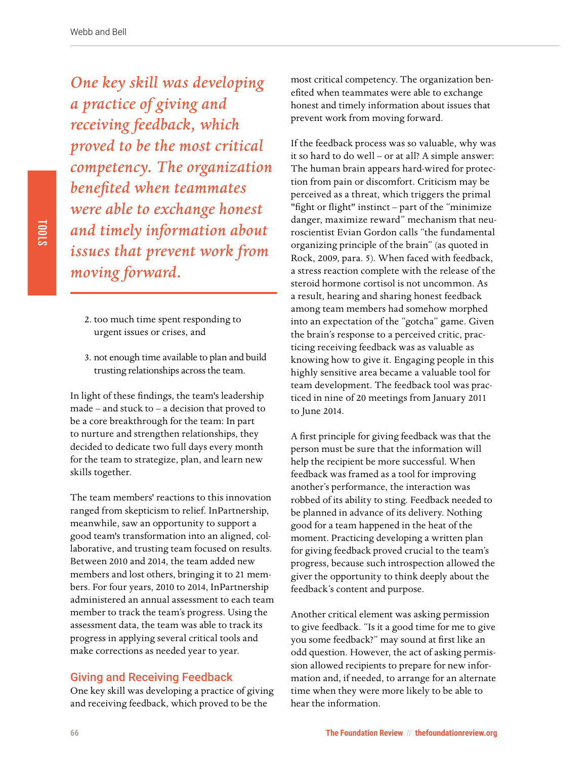*One key skill was developing a practice of giving and receiving feedback, which proved to be the most critical competency. The organization benefited when teammates were able to exchange honest and timely information about issues that prevent work from moving forward.*

2. too much time spent responding to urgent issues or crises, and

3. not enough time available to plan and build trusting relationships across the team.

In light of these findings, the team's leadership made – and stuck to – a decision that proved to be a core breakthrough for the team: In part to nurture and strengthen relationships, they decided to dedicate two full days every month for the team to strategize, plan, and learn new skills together.

The team members' reactions to this innovation ranged from skepticism to relief. InPartnership, meanwhile, saw an opportunity to support a good team's transformation into an aligned, collaborative, and trusting team focused on results. Between 2010 and 2014, the team added new members and lost others, bringing it to 21 members. For four years, 2010 to 2014, InPartnership administered an annual assessment to each team member to track the team's progress. Using the assessment data, the team was able to track its progress in applying several critical tools and make corrections as needed year to year.

## Giving and Receiving Feedback

One key skill was developing a practice of giving and receiving feedback, which proved to be the most critical competency. The organization benefited when teammates were able to exchange honest and timely information about issues that prevent work from moving forward.

If the feedback process was so valuable, why was it so hard to do well – or at all? A simple answer: The human brain appears hard-wired for protection from pain or discomfort. Criticism may be perceived as a threat, which triggers the primal "fight or flight" instinct – part of the "minimize danger, maximize reward" mechanism that neuroscientist Evian Gordon calls "the fundamental organizing principle of the brain" (as quoted in Rock, 2009, para. 5). When faced with feedback, a stress reaction complete with the release of the steroid hormone cortisol is not uncommon. As a result, hearing and sharing honest feedback among team members had somehow morphed into an expectation of the "gotcha" game. Given the brain's response to a perceived critic, practicing receiving feedback was as valuable as knowing how to give it. Engaging people in this highly sensitive area became a valuable tool for team development. The feedback tool was practiced in nine of 20 meetings from January 2011 to June 2014.

A first principle for giving feedback was that the person must be sure that the information will help the recipient be more successful. When feedback was framed as a tool for improving another's performance, the interaction was robbed of its ability to sting. Feedback needed to be planned in advance of its delivery. Nothing good for a team happened in the heat of the moment. Practicing developing a written plan for giving feedback proved crucial to the team's progress, because such introspection allowed the giver the opportunity to think deeply about the feedback's content and purpose.

Another critical element was asking permission to give feedback. "Is it a good time for me to give you some feedback?" may sound at first like an odd question. However, the act of asking permission allowed recipients to prepare for new information and, if needed, to arrange for an alternate time when they were more likely to be able to hear the information.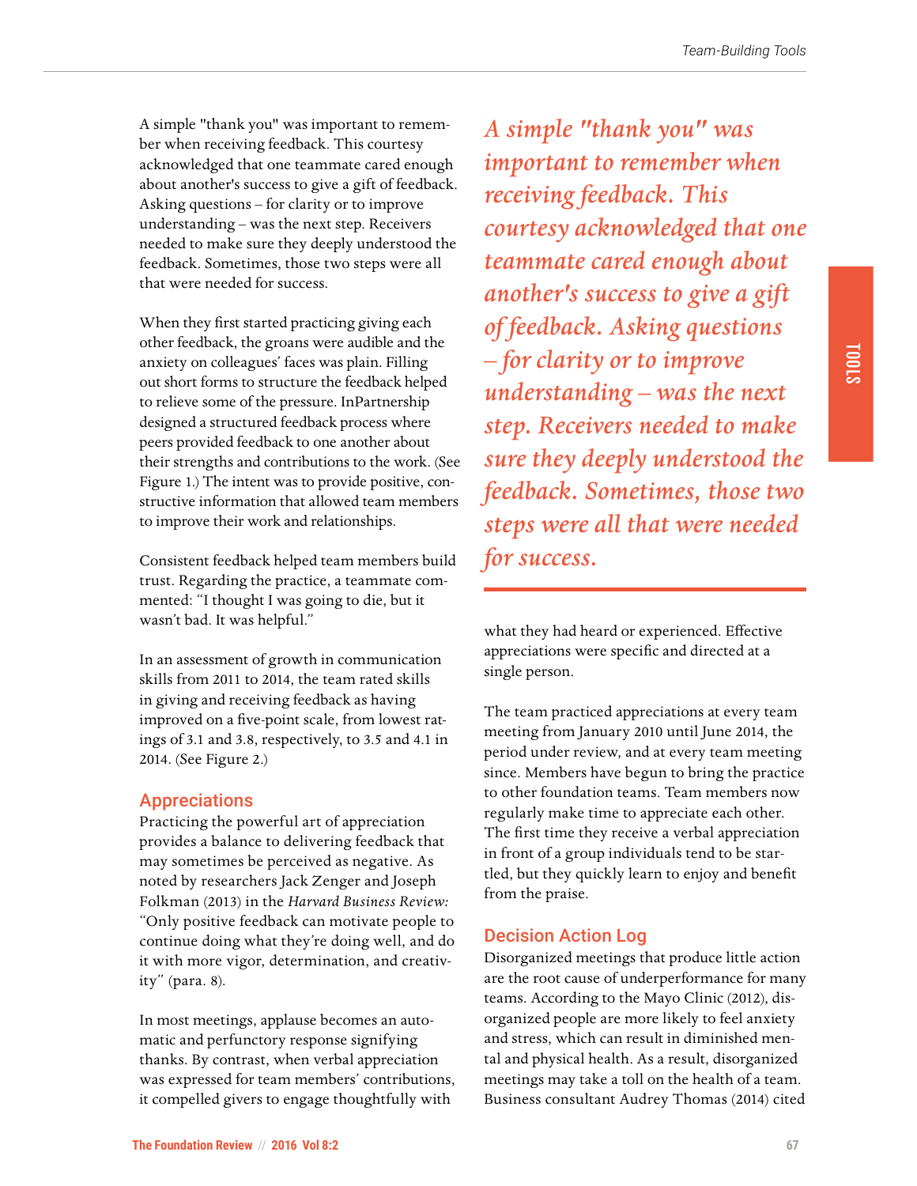A simple "thank you" was important to remember when receiving feedback. This courtesy acknowledged that one teammate cared enough about another's success to give a gift of feedback. Asking questions – for clarity or to improve understanding – was the next step. Receivers needed to make sure they deeply understood the feedback. Sometimes, those two steps were all that were needed for success.

When they first started practicing giving each other feedback, the groans were audible and the anxiety on colleagues' faces was plain. Filling out short forms to structure the feedback helped to relieve some of the pressure. InPartnership designed a structured feedback process where peers provided feedback to one another about their strengths and contributions to the work. (See Figure 1.) The intent was to provide positive, constructive information that allowed team members to improve their work and relationships.

Consistent feedback helped team members build trust. Regarding the practice, a teammate commented: "I thought I was going to die, but it wasn't bad. It was helpful."

In an assessment of growth in communication skills from 2011 to 2014, the team rated skills in giving and receiving feedback as having improved on a five-point scale, from lowest ratings of 3.1 and 3.8, respectively, to 3.5 and 4.1 in 2014. (See Figure 2.)

*A simple "thank you" was important to remember when receiving feedback. This courtesy acknowledged that one teammate cared enough about another's success to give a gift of feedback. Asking questions – for clarity or to improve understanding – was the next step. Receivers needed to make sure they deeply understood the feedback. Sometimes, those two steps were all that were needed for success.*

## Appreciations

Practicing the powerful art of appreciation provides a balance to delivering feedback that may sometimes be perceived as negative. As noted by researchers Jack Zenger and Joseph Folkman (2013) in the *Harvard Business Review:* "Only positive feedback can motivate people to continue doing what they're doing well, and do it with more vigor, determination, and creativity" (para. 8).

In most meetings, applause becomes an automatic and perfunctory response signifying thanks. By contrast, when verbal appreciation was expressed for team members' contributions, it compelled givers to engage thoughtfully with what they had heard or experienced. Effective appreciations were specific and directed at a single person.

The team practiced appreciations at every team meeting from January 2010 until June 2014, the period under review, and at every team meeting since. Members have begun to bring the practice to other foundation teams. Team members now regularly make time to appreciate each other. The first time they receive a verbal appreciation in front of a group individuals tend to be startled, but they quickly learn to enjoy and benefit from the praise.

## Decision Action Log

Disorganized meetings that produce little action are the root cause of underperformance for many teams. According to the Mayo Clinic (2012), disorganized people are more likely to feel anxiety and stress, which can result in diminished mental and physical health. As a result, disorganized meetings may take a toll on the health of a team. Business consultant Audrey Thomas (2014) cited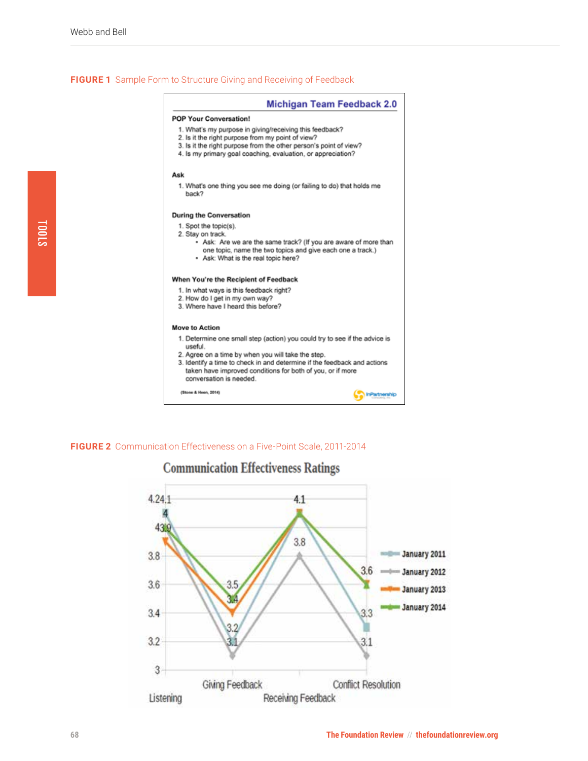**FIGURE 1** Sample Form to Structure Giving and Receiving of Feedback

## Michigan Team Feedback 2.0

**POP Your Conversation!**

1. What's my purpose in giving/receiving this feedback?
2. Is it the right purpose from my point of view?
3. Is it the right purpose from the other person's point of view?
4. Is my primary goal coaching, evaluation, or appreciation?

**Ask**

1. What's one thing you see me doing (or failing to do) that holds me back?

**During the Conversation**

1. Spot the topic(s).
2. Stay on track.
   - Ask: Are we are the same track? (If you are aware of more than one topic, name the two topics and give each one a track.)
   - Ask: What is the real topic here?

**When You're the Recipient of Feedback**

1. In what ways is this feedback right?
2. How do I get in my own way?
3. Where have I heard this before?

**Move to Action**

1. Determine one small step (action) you could try to see if the advice is useful.
2. Agree on a time by when you will take the step.
3. Identify a time to check in and determine if the feedback and actions taken have improved conditions for both of you, or if more conversation is needed.

(Stone & Heen, 2014)

InPartnership

**FIGURE 2** Communication Effectiveness on a Five-Point Scale, 2011-2014

Communication Effectiveness Ratings

| | Listening | Giving Feedback | Receiving Feedback | Conflict Resolution |
|---|---|---|---|---|
| January 2011 | 4 | 3.2 | 4.1 | 3.3 |
| January 2012 | 4 | 3.1 | 3.8 | 3.1 |
| January 2013 | 3.9 | 3.4 | 4.1 | 3.6 |
| January 2014 | 4 | 3.5 | 4.1 | 3.6 |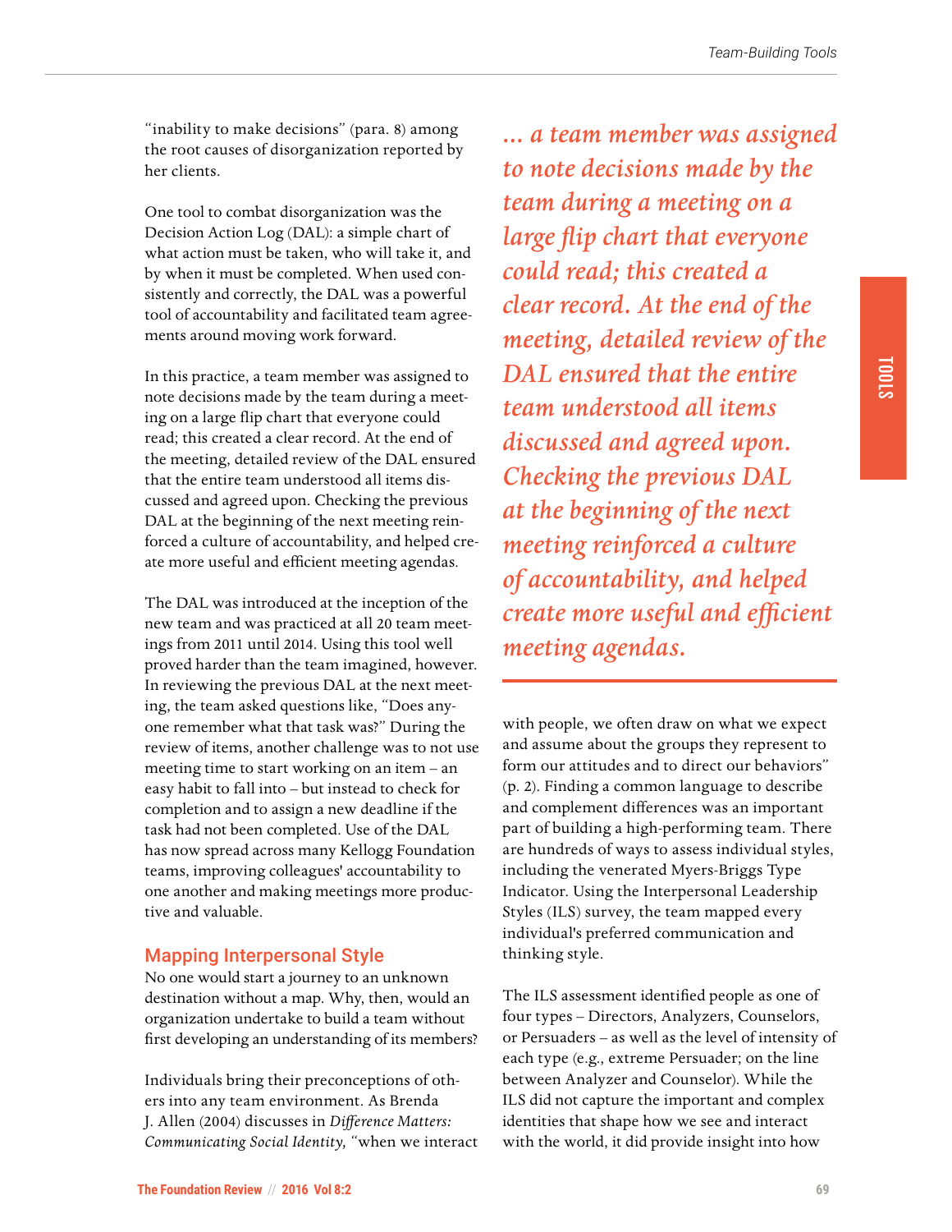"inability to make decisions" (para. 8) among the root causes of disorganization reported by her clients.

One tool to combat disorganization was the Decision Action Log (DAL): a simple chart of what action must be taken, who will take it, and by when it must be completed. When used consistently and correctly, the DAL was a powerful tool of accountability and facilitated team agreements around moving work forward.

In this practice, a team member was assigned to note decisions made by the team during a meeting on a large flip chart that everyone could read; this created a clear record. At the end of the meeting, detailed review of the DAL ensured that the entire team understood all items discussed and agreed upon. Checking the previous DAL at the beginning of the next meeting reinforced a culture of accountability, and helped create more useful and efficient meeting agendas.

The DAL was introduced at the inception of the new team and was practiced at all 20 team meetings from 2011 until 2014. Using this tool well proved harder than the team imagined, however. In reviewing the previous DAL at the next meeting, the team asked questions like, "Does anyone remember what that task was?" During the review of items, another challenge was to not use meeting time to start working on an item – an easy habit to fall into – but instead to check for completion and to assign a new deadline if the task had not been completed. Use of the DAL has now spread across many Kellogg Foundation teams, improving colleagues' accountability to one another and making meetings more productive and valuable.

*... a team member was assigned to note decisions made by the team during a meeting on a large flip chart that everyone could read; this created a clear record. At the end of the meeting, detailed review of the DAL ensured that the entire team understood all items discussed and agreed upon. Checking the previous DAL at the beginning of the next meeting reinforced a culture of accountability, and helped create more useful and efficient meeting agendas.*

## Mapping Interpersonal Style

No one would start a journey to an unknown destination without a map. Why, then, would an organization undertake to build a team without first developing an understanding of its members?

Individuals bring their preconceptions of others into any team environment. As Brenda J. Allen (2004) discusses in *Difference Matters: Communicating Social Identity,* "when we interact with people, we often draw on what we expect and assume about the groups they represent to form our attitudes and to direct our behaviors" (p. 2). Finding a common language to describe and complement differences was an important part of building a high-performing team. There are hundreds of ways to assess individual styles, including the venerated Myers-Briggs Type Indicator. Using the Interpersonal Leadership Styles (ILS) survey, the team mapped every individual's preferred communication and thinking style.

The ILS assessment identified people as one of four types – Directors, Analyzers, Counselors, or Persuaders – as well as the level of intensity of each type (e.g., extreme Persuader; on the line between Analyzer and Counselor). While the ILS did not capture the important and complex identities that shape how we see and interact with the world, it did provide insight into how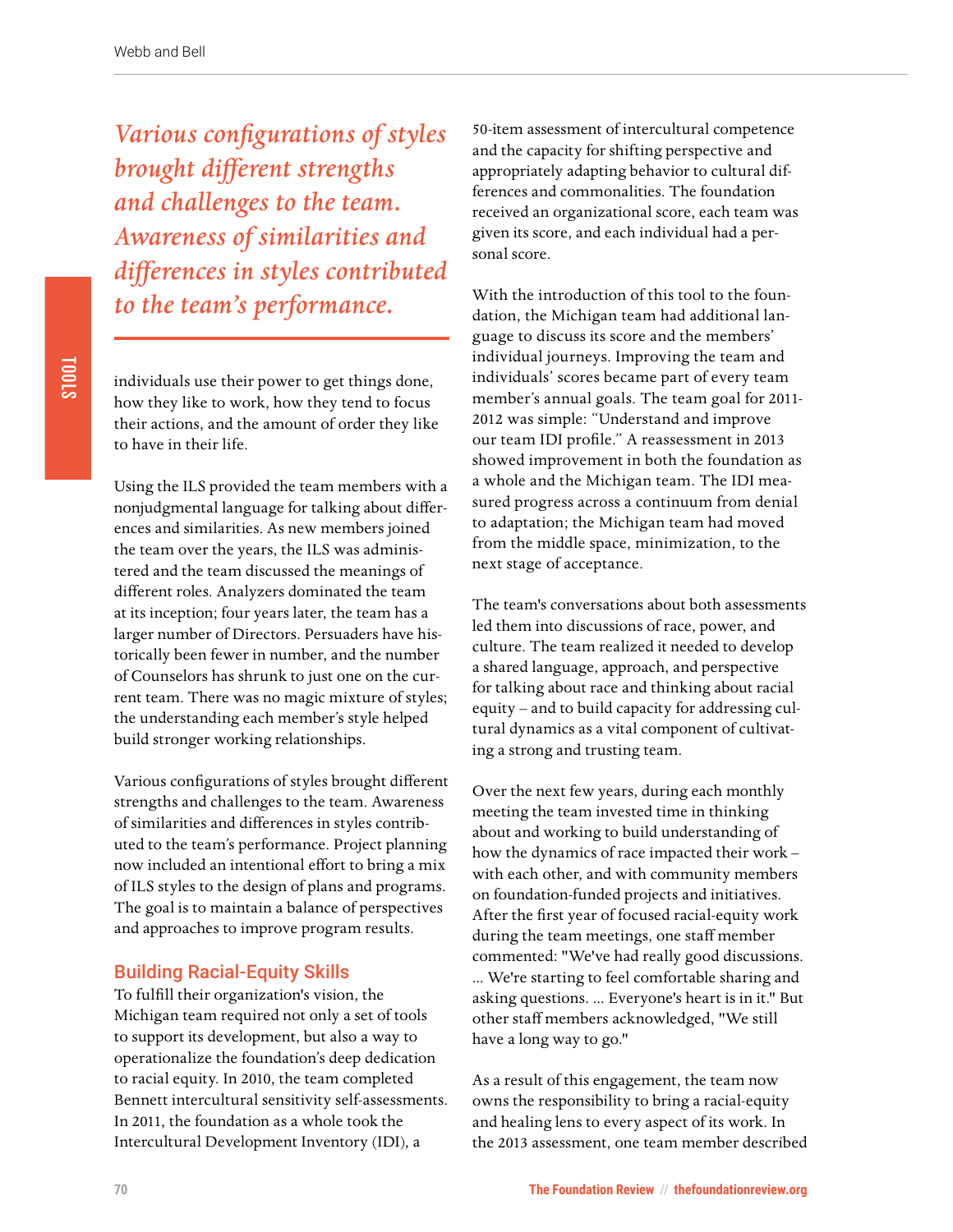*Various configurations of styles brought different strengths and challenges to the team. Awareness of similarities and differences in styles contributed to the team's performance.*

individuals use their power to get things done, how they like to work, how they tend to focus their actions, and the amount of order they like to have in their life.

Using the ILS provided the team members with a nonjudgmental language for talking about differences and similarities. As new members joined the team over the years, the ILS was administered and the team discussed the meanings of different roles. Analyzers dominated the team at its inception; four years later, the team has a larger number of Directors. Persuaders have historically been fewer in number, and the number of Counselors has shrunk to just one on the current team. There was no magic mixture of styles; the understanding each member's style helped build stronger working relationships.

Various configurations of styles brought different strengths and challenges to the team. Awareness of similarities and differences in styles contributed to the team's performance. Project planning now included an intentional effort to bring a mix of ILS styles to the design of plans and programs. The goal is to maintain a balance of perspectives and approaches to improve program results.

## Building Racial-Equity Skills

To fulfill their organization's vision, the Michigan team required not only a set of tools to support its development, but also a way to operationalize the foundation's deep dedication to racial equity. In 2010, the team completed Bennett intercultural sensitivity self-assessments. In 2011, the foundation as a whole took the Intercultural Development Inventory (IDI), a 50-item assessment of intercultural competence and the capacity for shifting perspective and appropriately adapting behavior to cultural differences and commonalities. The foundation received an organizational score, each team was given its score, and each individual had a personal score.

With the introduction of this tool to the foundation, the Michigan team had additional language to discuss its score and the members' individual journeys. Improving the team and individuals' scores became part of every team member's annual goals. The team goal for 2011-2012 was simple: "Understand and improve our team IDI profile." A reassessment in 2013 showed improvement in both the foundation as a whole and the Michigan team. The IDI measured progress across a continuum from denial to adaptation; the Michigan team had moved from the middle space, minimization, to the next stage of acceptance.

The team's conversations about both assessments led them into discussions of race, power, and culture. The team realized it needed to develop a shared language, approach, and perspective for talking about race and thinking about racial equity – and to build capacity for addressing cultural dynamics as a vital component of cultivating a strong and trusting team.

Over the next few years, during each monthly meeting the team invested time in thinking about and working to build understanding of how the dynamics of race impacted their work – with each other, and with community members on foundation-funded projects and initiatives. After the first year of focused racial-equity work during the team meetings, one staff member commented: "We've had really good discussions. ... We're starting to feel comfortable sharing and asking questions. ... Everyone's heart is in it." But other staff members acknowledged, "We still have a long way to go."

As a result of this engagement, the team now owns the responsibility to bring a racial-equity and healing lens to every aspect of its work. In the 2013 assessment, one team member described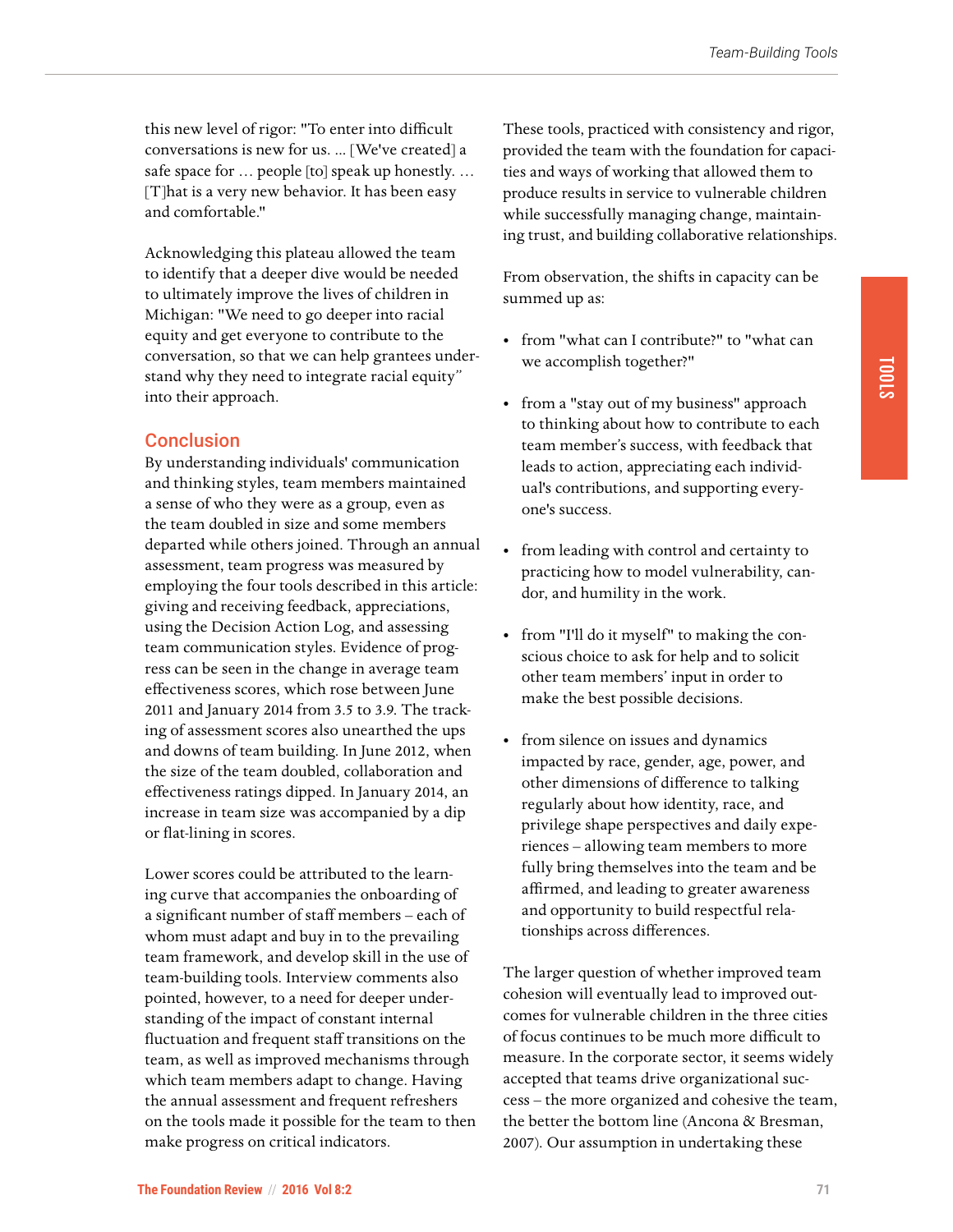this new level of rigor: "To enter into difficult conversations is new for us. ... [We've created] a safe space for … people [to] speak up honestly. … [T]hat is a very new behavior. It has been easy and comfortable."

Acknowledging this plateau allowed the team to identify that a deeper dive would be needed to ultimately improve the lives of children in Michigan: "We need to go deeper into racial equity and get everyone to contribute to the conversation, so that we can help grantees understand why they need to integrate racial equity" into their approach.

## Conclusion

By understanding individuals' communication and thinking styles, team members maintained a sense of who they were as a group, even as the team doubled in size and some members departed while others joined. Through an annual assessment, team progress was measured by employing the four tools described in this article: giving and receiving feedback, appreciations, using the Decision Action Log, and assessing team communication styles. Evidence of progress can be seen in the change in average team effectiveness scores, which rose between June 2011 and January 2014 from 3.5 to 3.9. The tracking of assessment scores also unearthed the ups and downs of team building. In June 2012, when the size of the team doubled, collaboration and effectiveness ratings dipped. In January 2014, an increase in team size was accompanied by a dip or flat-lining in scores.

Lower scores could be attributed to the learning curve that accompanies the onboarding of a significant number of staff members – each of whom must adapt and buy in to the prevailing team framework, and develop skill in the use of team-building tools. Interview comments also pointed, however, to a need for deeper understanding of the impact of constant internal fluctuation and frequent staff transitions on the team, as well as improved mechanisms through which team members adapt to change. Having the annual assessment and frequent refreshers on the tools made it possible for the team to then make progress on critical indicators.

These tools, practiced with consistency and rigor, provided the team with the foundation for capacities and ways of working that allowed them to produce results in service to vulnerable children while successfully managing change, maintaining trust, and building collaborative relationships.

From observation, the shifts in capacity can be summed up as:

- from "what can I contribute?" to "what can we accomplish together?"
- from a "stay out of my business" approach to thinking about how to contribute to each team member's success, with feedback that leads to action, appreciating each individual's contributions, and supporting everyone's success.
- from leading with control and certainty to practicing how to model vulnerability, candor, and humility in the work.
- from "I'll do it myself" to making the conscious choice to ask for help and to solicit other team members' input in order to make the best possible decisions.
- from silence on issues and dynamics impacted by race, gender, age, power, and other dimensions of difference to talking regularly about how identity, race, and privilege shape perspectives and daily experiences – allowing team members to more fully bring themselves into the team and be affirmed, and leading to greater awareness and opportunity to build respectful relationships across differences.

The larger question of whether improved team cohesion will eventually lead to improved outcomes for vulnerable children in the three cities of focus continues to be much more difficult to measure. In the corporate sector, it seems widely accepted that teams drive organizational success – the more organized and cohesive the team, the better the bottom line (Ancona & Bresman, 2007). Our assumption in undertaking these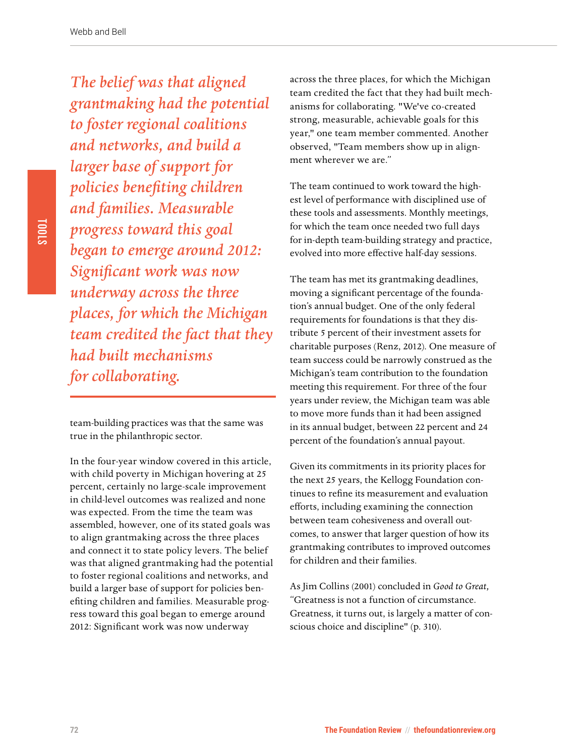*The belief was that aligned grantmaking had the potential to foster regional coalitions and networks, and build a larger base of support for policies benefiting children and families. Measurable progress toward this goal began to emerge around 2012: Significant work was now underway across the three places, for which the Michigan team credited the fact that they had built mechanisms for collaborating.*

team-building practices was that the same was true in the philanthropic sector.

In the four-year window covered in this article, with child poverty in Michigan hovering at 25 percent, certainly no large-scale improvement in child-level outcomes was realized and none was expected. From the time the team was assembled, however, one of its stated goals was to align grantmaking across the three places and connect it to state policy levers. The belief was that aligned grantmaking had the potential to foster regional coalitions and networks, and build a larger base of support for policies benefiting children and families. Measurable progress toward this goal began to emerge around 2012: Significant work was now underway across the three places, for which the Michigan team credited the fact that they had built mechanisms for collaborating. "We've co-created strong, measurable, achievable goals for this year," one team member commented. Another observed, "Team members show up in alignment wherever we are."

The team continued to work toward the highest level of performance with disciplined use of these tools and assessments. Monthly meetings, for which the team once needed two full days for in-depth team-building strategy and practice, evolved into more effective half-day sessions.

The team has met its grantmaking deadlines, moving a significant percentage of the foundation's annual budget. One of the only federal requirements for foundations is that they distribute 5 percent of their investment assets for charitable purposes (Renz, 2012). One measure of team success could be narrowly construed as the Michigan's team contribution to the foundation meeting this requirement. For three of the four years under review, the Michigan team was able to move more funds than it had been assigned in its annual budget, between 22 percent and 24 percent of the foundation's annual payout.

Given its commitments in its priority places for the next 25 years, the Kellogg Foundation continues to refine its measurement and evaluation efforts, including examining the connection between team cohesiveness and overall outcomes, to answer that larger question of how its grantmaking contributes to improved outcomes for children and their families.

As Jim Collins (2001) concluded in *Good to Great,* "Greatness is not a function of circumstance. Greatness, it turns out, is largely a matter of conscious choice and discipline" (p. 310).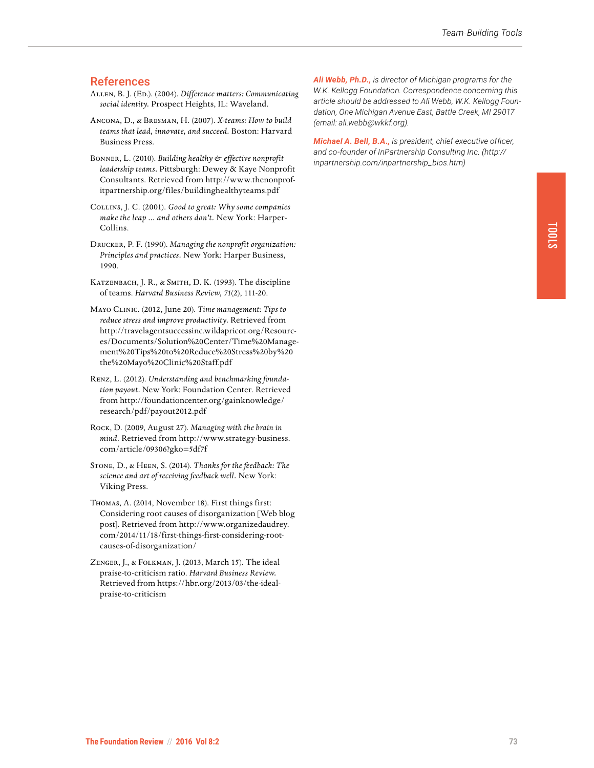## References

Allen, B. J. (Ed.). (2004). *Difference matters: Communicating social identity*. Prospect Heights, IL: Waveland.

Ancona, D., & Bresman, H. (2007). *X-teams: How to build teams that lead, innovate, and succeed*. Boston: Harvard Business Press.

Bonner, L. (2010). *Building healthy & effective nonprofit leadership teams*. Pittsburgh: Dewey & Kaye Nonprofit Consultants. Retrieved from http://www.thenonprofitpartnership.org/files/buildinghealthyteams.pdf

Collins, J. C. (2001). *Good to great: Why some companies make the leap ... and others don't*. New York: HarperCollins.

Drucker, P. F. (1990). *Managing the nonprofit organization: Principles and practices*. New York: Harper Business, 1990.

Katzenbach, J. R., & Smith, D. K. (1993). The discipline of teams. *Harvard Business Review, 71*(2), 111-20.

Mayo Clinic. (2012, June 20). *Time management: Tips to reduce stress and improve productivity*. Retrieved from http://travelagentsuccessinc.wildapricot.org/Resources/Documents/Solution%20Center/Time%20Management%20Tips%20to%20Reduce%20Stress%20by%20the%20Mayo%20Clinic%20Staff.pdf

Renz, L. (2012). *Understanding and benchmarking foundation payout*. New York: Foundation Center. Retrieved from http://foundationcenter.org/gainknowledge/research/pdf/payout2012.pdf

Rock, D. (2009, August 27). *Managing with the brain in mind*. Retrieved from http://www.strategy-business.com/article/09306?gko=5df7f

Stone, D., & Heen, S. (2014). *Thanks for the feedback: The science and art of receiving feedback well*. New York: Viking Press.

Thomas, A. (2014, November 18). First things first: Considering root causes of disorganization [Web blog post]. Retrieved from http://www.organizedaudrey.com/2014/11/18/first-things-first-considering-root-causes-of-disorganization/

Zenger, J., & Folkman, J. (2013, March 15). The ideal praise-to-criticism ratio. *Harvard Business Review*. Retrieved from https://hbr.org/2013/03/the-ideal-praise-to-criticism

***Ali Webb, Ph.D.,*** *is director of Michigan programs for the W.K. Kellogg Foundation. Correspondence concerning this article should be addressed to Ali Webb, W.K. Kellogg Foundation, One Michigan Avenue East, Battle Creek, MI 29017 (email: ali.webb@wkkf.org).*

***Michael A. Bell, B.A.,*** *is president, chief executive officer, and co-founder of InPartnership Consulting Inc. (http://inpartnership.com/inpartnership_bios.htm)*